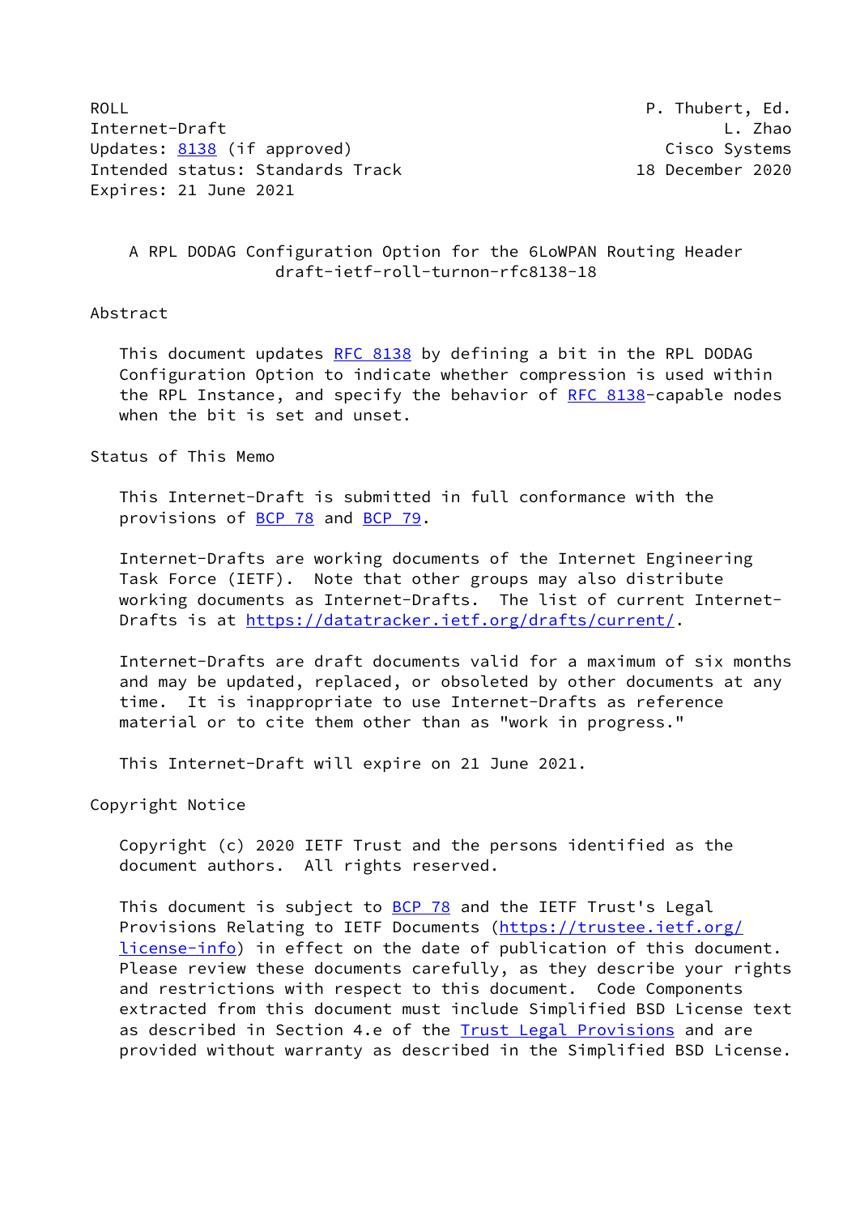ROLL P. Thubert, Ed.
Internet-Draft L. Zhao
Updates: 8138 (if approved) Cisco Systems
Intended status: Standards Track 18 December 2020
Expires: 21 June 2021

# A RPL DODAG Configuration Option for the 6LoWPAN Routing Header
draft-ietf-roll-turnon-rfc8138-18

## Abstract

This document updates RFC 8138 by defining a bit in the RPL DODAG Configuration Option to indicate whether compression is used within the RPL Instance, and specify the behavior of RFC 8138-capable nodes when the bit is set and unset.

## Status of This Memo

This Internet-Draft is submitted in full conformance with the provisions of BCP 78 and BCP 79.

Internet-Drafts are working documents of the Internet Engineering Task Force (IETF). Note that other groups may also distribute working documents as Internet-Drafts. The list of current Internet-Drafts is at https://datatracker.ietf.org/drafts/current/.

Internet-Drafts are draft documents valid for a maximum of six months and may be updated, replaced, or obsoleted by other documents at any time. It is inappropriate to use Internet-Drafts as reference material or to cite them other than as "work in progress."

This Internet-Draft will expire on 21 June 2021.

## Copyright Notice

Copyright (c) 2020 IETF Trust and the persons identified as the document authors. All rights reserved.

This document is subject to BCP 78 and the IETF Trust's Legal Provisions Relating to IETF Documents (https://trustee.ietf.org/license-info) in effect on the date of publication of this document. Please review these documents carefully, as they describe your rights and restrictions with respect to this document. Code Components extracted from this document must include Simplified BSD License text as described in Section 4.e of the Trust Legal Provisions and are provided without warranty as described in the Simplified BSD License.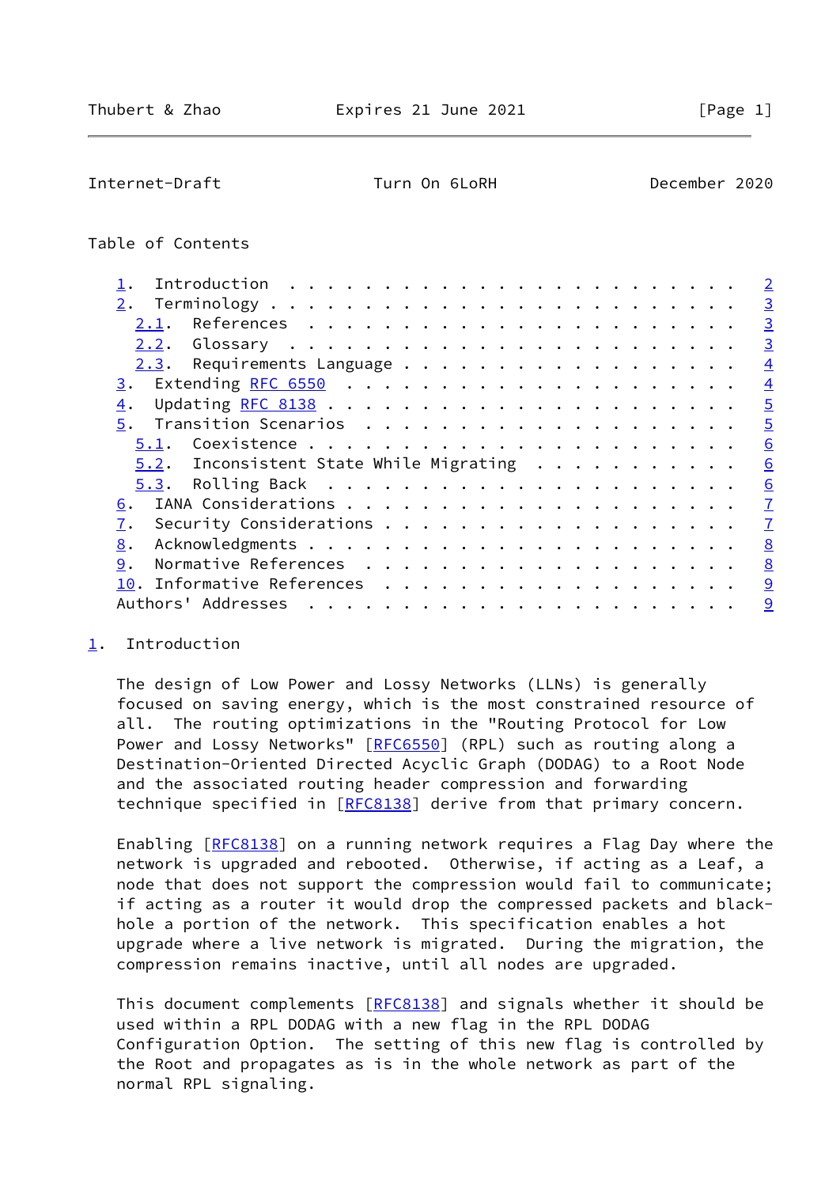Table of Contents

- 1. Introduction . . . . . . . . . . . . . . . . . . . . . . . . 2
- 2. Terminology . . . . . . . . . . . . . . . . . . . . . . . . . 3
  - 2.1. References . . . . . . . . . . . . . . . . . . . . . . . 3
  - 2.2. Glossary . . . . . . . . . . . . . . . . . . . . . . . . 3
  - 2.3. Requirements Language . . . . . . . . . . . . . . . . . . 4
- 3. Extending RFC 6550 . . . . . . . . . . . . . . . . . . . . . 4
- 4. Updating RFC 8138 . . . . . . . . . . . . . . . . . . . . . . 5
- 5. Transition Scenarios . . . . . . . . . . . . . . . . . . . . 5
  - 5.1. Coexistence . . . . . . . . . . . . . . . . . . . . . . . 6
  - 5.2. Inconsistent State While Migrating . . . . . . . . . . . 6
  - 5.3. Rolling Back . . . . . . . . . . . . . . . . . . . . . . 6
- 6. IANA Considerations . . . . . . . . . . . . . . . . . . . . . 7
- 7. Security Considerations . . . . . . . . . . . . . . . . . . . 7
- 8. Acknowledgments . . . . . . . . . . . . . . . . . . . . . . . 8
- 9. Normative References . . . . . . . . . . . . . . . . . . . . 8
- 10. Informative References . . . . . . . . . . . . . . . . . . . 9
- Authors' Addresses . . . . . . . . . . . . . . . . . . . . . . . 9

## 1. Introduction

The design of Low Power and Lossy Networks (LLNs) is generally focused on saving energy, which is the most constrained resource of all. The routing optimizations in the "Routing Protocol for Low Power and Lossy Networks" [RFC6550] (RPL) such as routing along a Destination-Oriented Directed Acyclic Graph (DODAG) to a Root Node and the associated routing header compression and forwarding technique specified in [RFC8138] derive from that primary concern.

Enabling [RFC8138] on a running network requires a Flag Day where the network is upgraded and rebooted. Otherwise, if acting as a Leaf, a node that does not support the compression would fail to communicate; if acting as a router it would drop the compressed packets and black-hole a portion of the network. This specification enables a hot upgrade where a live network is migrated. During the migration, the compression remains inactive, until all nodes are upgraded.

This document complements [RFC8138] and signals whether it should be used within a RPL DODAG with a new flag in the RPL DODAG Configuration Option. The setting of this new flag is controlled by the Root and propagates as is in the whole network as part of the normal RPL signaling.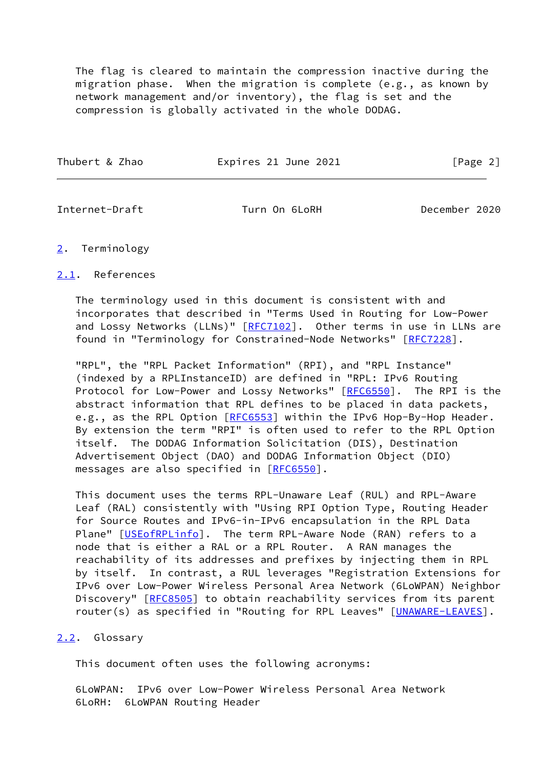The flag is cleared to maintain the compression inactive during the migration phase. When the migration is complete (e.g., as known by network management and/or inventory), the flag is set and the compression is globally activated in the whole DODAG.

## 2. Terminology

### 2.1. References

The terminology used in this document is consistent with and incorporates that described in "Terms Used in Routing for Low-Power and Lossy Networks (LLNs)" [RFC7102]. Other terms in use in LLNs are found in "Terminology for Constrained-Node Networks" [RFC7228].

"RPL", the "RPL Packet Information" (RPI), and "RPL Instance" (indexed by a RPLInstanceID) are defined in "RPL: IPv6 Routing Protocol for Low-Power and Lossy Networks" [RFC6550]. The RPI is the abstract information that RPL defines to be placed in data packets, e.g., as the RPL Option [RFC6553] within the IPv6 Hop-By-Hop Header. By extension the term "RPI" is often used to refer to the RPL Option itself. The DODAG Information Solicitation (DIS), Destination Advertisement Object (DAO) and DODAG Information Object (DIO) messages are also specified in [RFC6550].

This document uses the terms RPL-Unaware Leaf (RUL) and RPL-Aware Leaf (RAL) consistently with "Using RPI Option Type, Routing Header for Source Routes and IPv6-in-IPv6 encapsulation in the RPL Data Plane" [USEofRPLinfo]. The term RPL-Aware Node (RAN) refers to a node that is either a RAL or a RPL Router. A RAN manages the reachability of its addresses and prefixes by injecting them in RPL by itself. In contrast, a RUL leverages "Registration Extensions for IPv6 over Low-Power Wireless Personal Area Network (6LoWPAN) Neighbor Discovery" [RFC8505] to obtain reachability services from its parent router(s) as specified in "Routing for RPL Leaves" [UNAWARE-LEAVES].

### 2.2. Glossary

This document often uses the following acronyms:

6LoWPAN: IPv6 over Low-Power Wireless Personal Area Network
6LoRH: 6LoWPAN Routing Header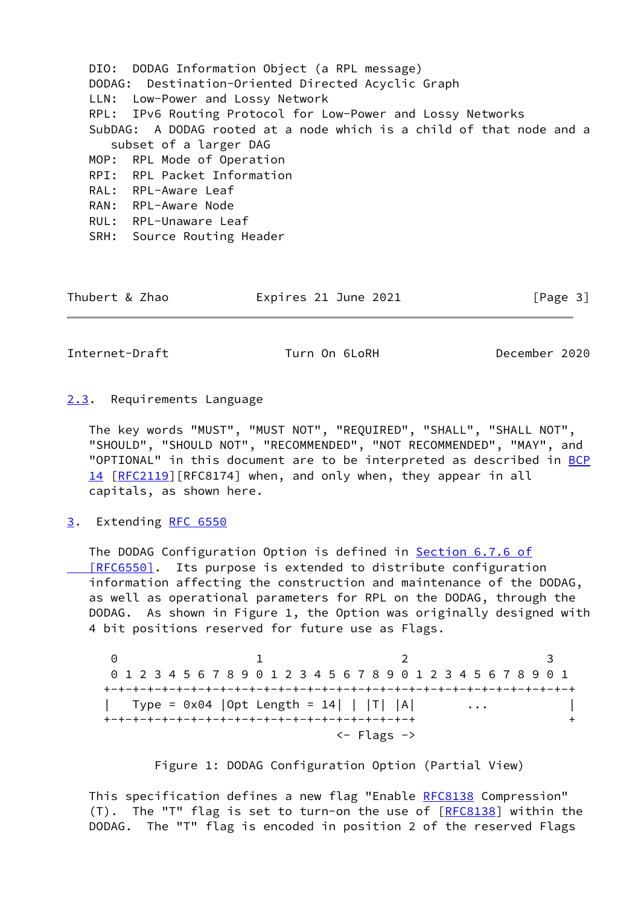DIO: DODAG Information Object (a RPL message)
DODAG: Destination-Oriented Directed Acyclic Graph
LLN: Low-Power and Lossy Network
RPL: IPv6 Routing Protocol for Low-Power and Lossy Networks
SubDAG: A DODAG rooted at a node which is a child of that node and a subset of a larger DAG
MOP: RPL Mode of Operation
RPI: RPL Packet Information
RAL: RPL-Aware Leaf
RAN: RPL-Aware Node
RUL: RPL-Unaware Leaf
SRH: Source Routing Header

## 2.3. Requirements Language

The key words "MUST", "MUST NOT", "REQUIRED", "SHALL", "SHALL NOT", "SHOULD", "SHOULD NOT", "RECOMMENDED", "NOT RECOMMENDED", "MAY", and "OPTIONAL" in this document are to be interpreted as described in BCP 14 [RFC2119][RFC8174] when, and only when, they appear in all capitals, as shown here.

# 3. Extending RFC 6550

The DODAG Configuration Option is defined in Section 6.7.6 of [RFC6550]. Its purpose is extended to distribute configuration information affecting the construction and maintenance of the DODAG, as well as operational parameters for RPL on the DODAG, through the DODAG. As shown in Figure 1, the Option was originally designed with 4 bit positions reserved for future use as Flags.

```
 0                   1                   2                   3
 0 1 2 3 4 5 6 7 8 9 0 1 2 3 4 5 6 7 8 9 0 1 2 3 4 5 6 7 8 9 0 1
+-+-+-+-+-+-+-+-+-+-+-+-+-+-+-+-+-+-+-+-+-+-+-+-+-+-+-+-+-+-+-+-+
|   Type = 0x04 |Opt Length = 14| | |T| |A|       ...             |
+-+-+-+-+-+-+-+-+-+-+-+-+-+-+-+-+-+-+-+-+-+                       +
                                 <- Flags ->
```

Figure 1: DODAG Configuration Option (Partial View)

This specification defines a new flag "Enable RFC8138 Compression" (T). The "T" flag is set to turn-on the use of [RFC8138] within the DODAG. The "T" flag is encoded in position 2 of the reserved Flags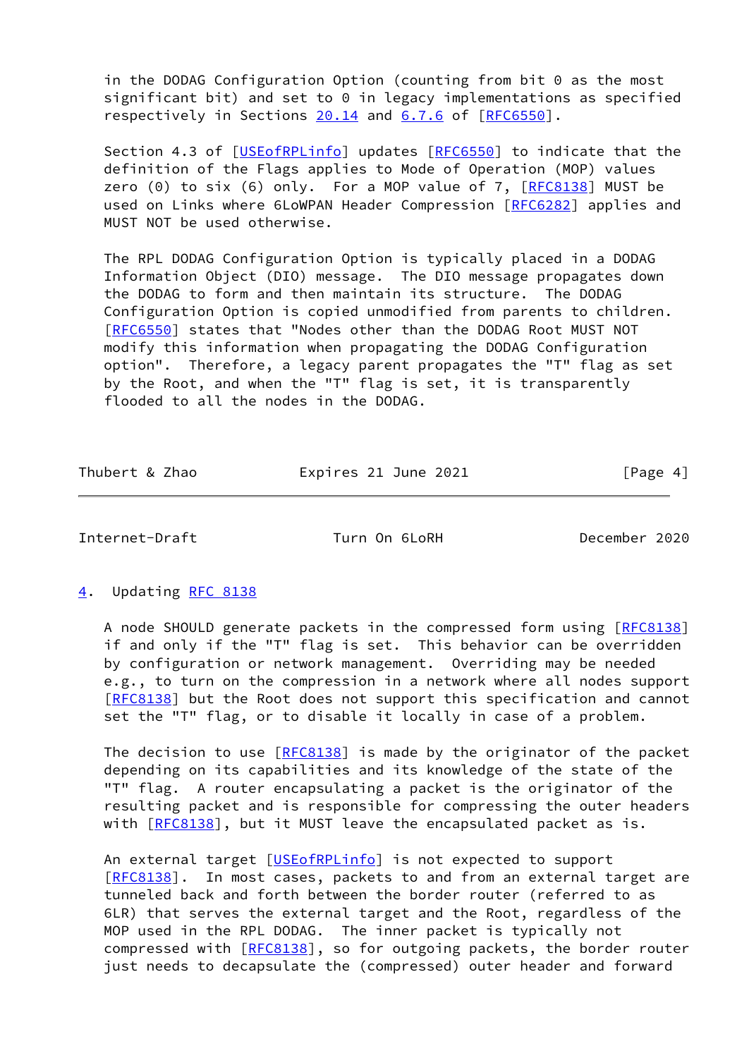in the DODAG Configuration Option (counting from bit 0 as the most significant bit) and set to 0 in legacy implementations as specified respectively in Sections 20.14 and 6.7.6 of [RFC6550].

Section 4.3 of [USEofRPLinfo] updates [RFC6550] to indicate that the definition of the Flags applies to Mode of Operation (MOP) values zero (0) to six (6) only. For a MOP value of 7, [RFC8138] MUST be used on Links where 6LoWPAN Header Compression [RFC6282] applies and MUST NOT be used otherwise.

The RPL DODAG Configuration Option is typically placed in a DODAG Information Object (DIO) message. The DIO message propagates down the DODAG to form and then maintain its structure. The DODAG Configuration Option is copied unmodified from parents to children. [RFC6550] states that "Nodes other than the DODAG Root MUST NOT modify this information when propagating the DODAG Configuration option". Therefore, a legacy parent propagates the "T" flag as set by the Root, and when the "T" flag is set, it is transparently flooded to all the nodes in the DODAG.

## 4. Updating RFC 8138

A node SHOULD generate packets in the compressed form using [RFC8138] if and only if the "T" flag is set. This behavior can be overridden by configuration or network management. Overriding may be needed e.g., to turn on the compression in a network where all nodes support [RFC8138] but the Root does not support this specification and cannot set the "T" flag, or to disable it locally in case of a problem.

The decision to use [RFC8138] is made by the originator of the packet depending on its capabilities and its knowledge of the state of the "T" flag. A router encapsulating a packet is the originator of the resulting packet and is responsible for compressing the outer headers with [RFC8138], but it MUST leave the encapsulated packet as is.

An external target [USEofRPLinfo] is not expected to support [RFC8138]. In most cases, packets to and from an external target are tunneled back and forth between the border router (referred to as 6LR) that serves the external target and the Root, regardless of the MOP used in the RPL DODAG. The inner packet is typically not compressed with [RFC8138], so for outgoing packets, the border router just needs to decapsulate the (compressed) outer header and forward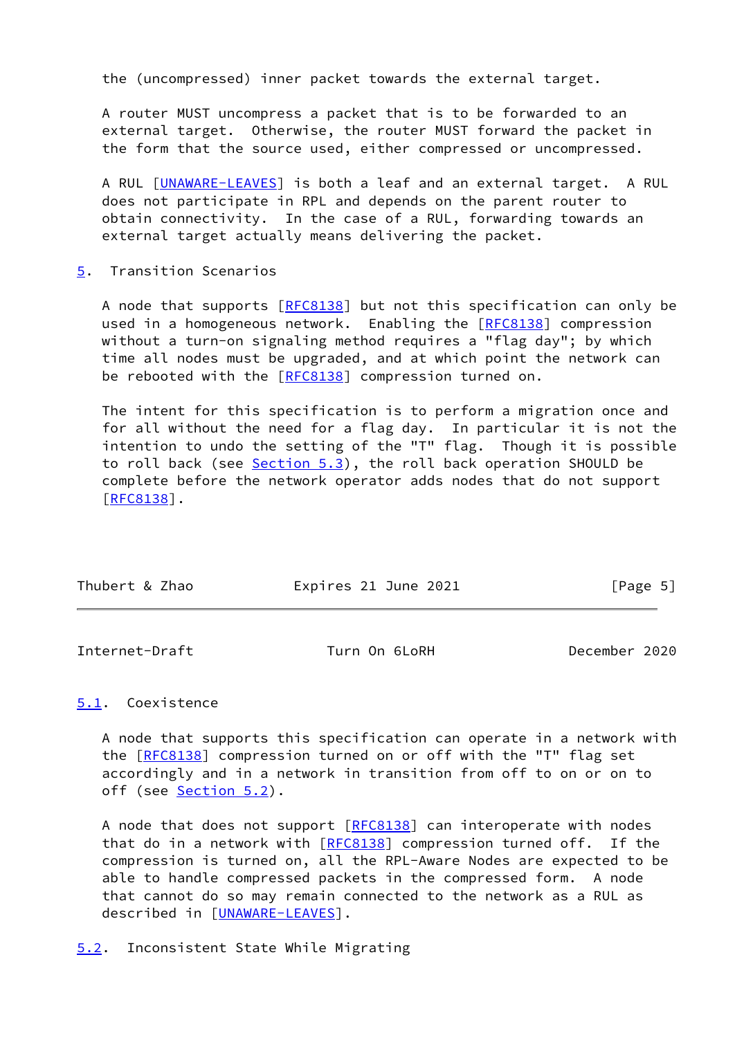the (uncompressed) inner packet towards the external target.

A router MUST uncompress a packet that is to be forwarded to an external target. Otherwise, the router MUST forward the packet in the form that the source used, either compressed or uncompressed.

A RUL [UNAWARE-LEAVES] is both a leaf and an external target. A RUL does not participate in RPL and depends on the parent router to obtain connectivity. In the case of a RUL, forwarding towards an external target actually means delivering the packet.

## 5. Transition Scenarios

A node that supports [RFC8138] but not this specification can only be used in a homogeneous network. Enabling the [RFC8138] compression without a turn-on signaling method requires a "flag day"; by which time all nodes must be upgraded, and at which point the network can be rebooted with the [RFC8138] compression turned on.

The intent for this specification is to perform a migration once and for all without the need for a flag day. In particular it is not the intention to undo the setting of the "T" flag. Though it is possible to roll back (see Section 5.3), the roll back operation SHOULD be complete before the network operator adds nodes that do not support [RFC8138].

### 5.1. Coexistence

A node that supports this specification can operate in a network with the [RFC8138] compression turned on or off with the "T" flag set accordingly and in a network in transition from off to on or on to off (see Section 5.2).

A node that does not support [RFC8138] can interoperate with nodes that do in a network with [RFC8138] compression turned off. If the compression is turned on, all the RPL-Aware Nodes are expected to be able to handle compressed packets in the compressed form. A node that cannot do so may remain connected to the network as a RUL as described in [UNAWARE-LEAVES].

### 5.2. Inconsistent State While Migrating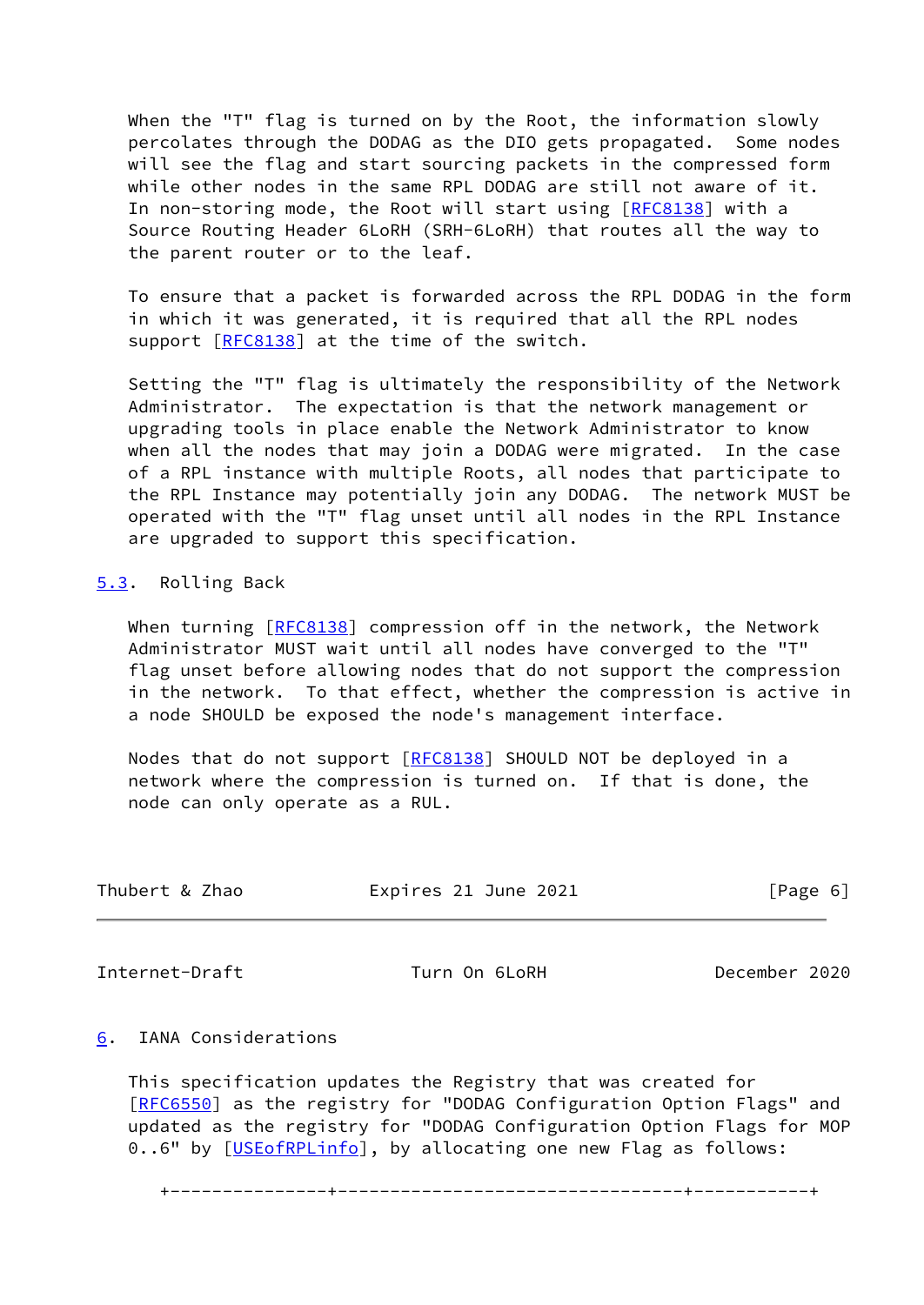When the "T" flag is turned on by the Root, the information slowly percolates through the DODAG as the DIO gets propagated. Some nodes will see the flag and start sourcing packets in the compressed form while other nodes in the same RPL DODAG are still not aware of it. In non-storing mode, the Root will start using [RFC8138] with a Source Routing Header 6LoRH (SRH-6LoRH) that routes all the way to the parent router or to the leaf.

To ensure that a packet is forwarded across the RPL DODAG in the form in which it was generated, it is required that all the RPL nodes support [RFC8138] at the time of the switch.

Setting the "T" flag is ultimately the responsibility of the Network Administrator. The expectation is that the network management or upgrading tools in place enable the Network Administrator to know when all the nodes that may join a DODAG were migrated. In the case of a RPL instance with multiple Roots, all nodes that participate to the RPL Instance may potentially join any DODAG. The network MUST be operated with the "T" flag unset until all nodes in the RPL Instance are upgraded to support this specification.

### 5.3. Rolling Back

When turning [RFC8138] compression off in the network, the Network Administrator MUST wait until all nodes have converged to the "T" flag unset before allowing nodes that do not support the compression in the network. To that effect, whether the compression is active in a node SHOULD be exposed the node's management interface.

Nodes that do not support [RFC8138] SHOULD NOT be deployed in a network where the compression is turned on. If that is done, the node can only operate as a RUL.

## 6. IANA Considerations

This specification updates the Registry that was created for [RFC6550] as the registry for "DODAG Configuration Option Flags" and updated as the registry for "DODAG Configuration Option Flags for MOP 0..6" by [USEofRPLinfo], by allocating one new Flag as follows: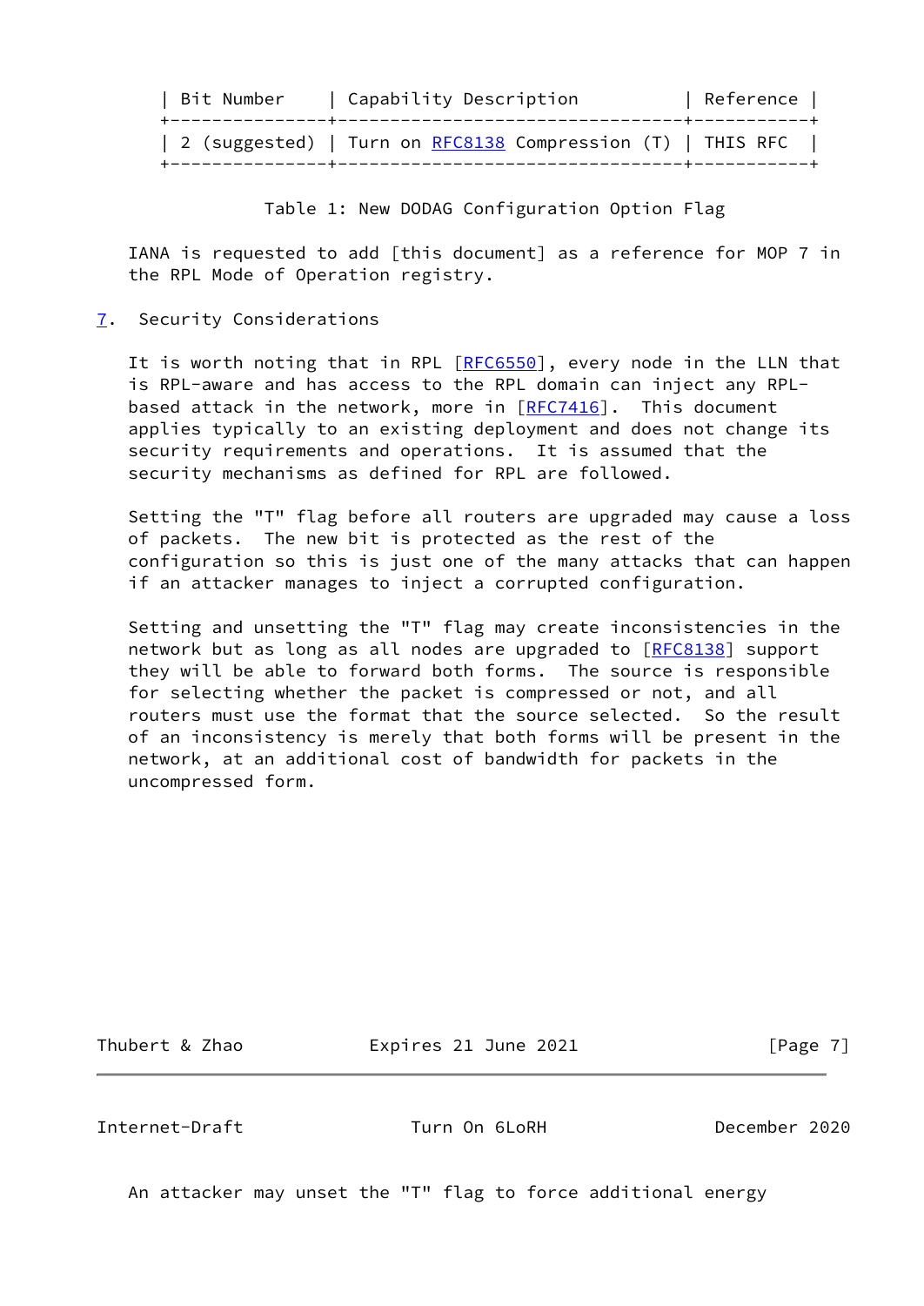| Bit Number | Capability Description | Reference |
|---|---|---|
| 2 (suggested) | Turn on RFC8138 Compression (T) | THIS RFC |

Table 1: New DODAG Configuration Option Flag

IANA is requested to add [this document] as a reference for MOP 7 in the RPL Mode of Operation registry.

## 7. Security Considerations

It is worth noting that in RPL [RFC6550], every node in the LLN that is RPL-aware and has access to the RPL domain can inject any RPL-based attack in the network, more in [RFC7416]. This document applies typically to an existing deployment and does not change its security requirements and operations. It is assumed that the security mechanisms as defined for RPL are followed.

Setting the "T" flag before all routers are upgraded may cause a loss of packets. The new bit is protected as the rest of the configuration so this is just one of the many attacks that can happen if an attacker manages to inject a corrupted configuration.

Setting and unsetting the "T" flag may create inconsistencies in the network but as long as all nodes are upgraded to [RFC8138] support they will be able to forward both forms. The source is responsible for selecting whether the packet is compressed or not, and all routers must use the format that the source selected. So the result of an inconsistency is merely that both forms will be present in the network, at an additional cost of bandwidth for packets in the uncompressed form.

An attacker may unset the "T" flag to force additional energy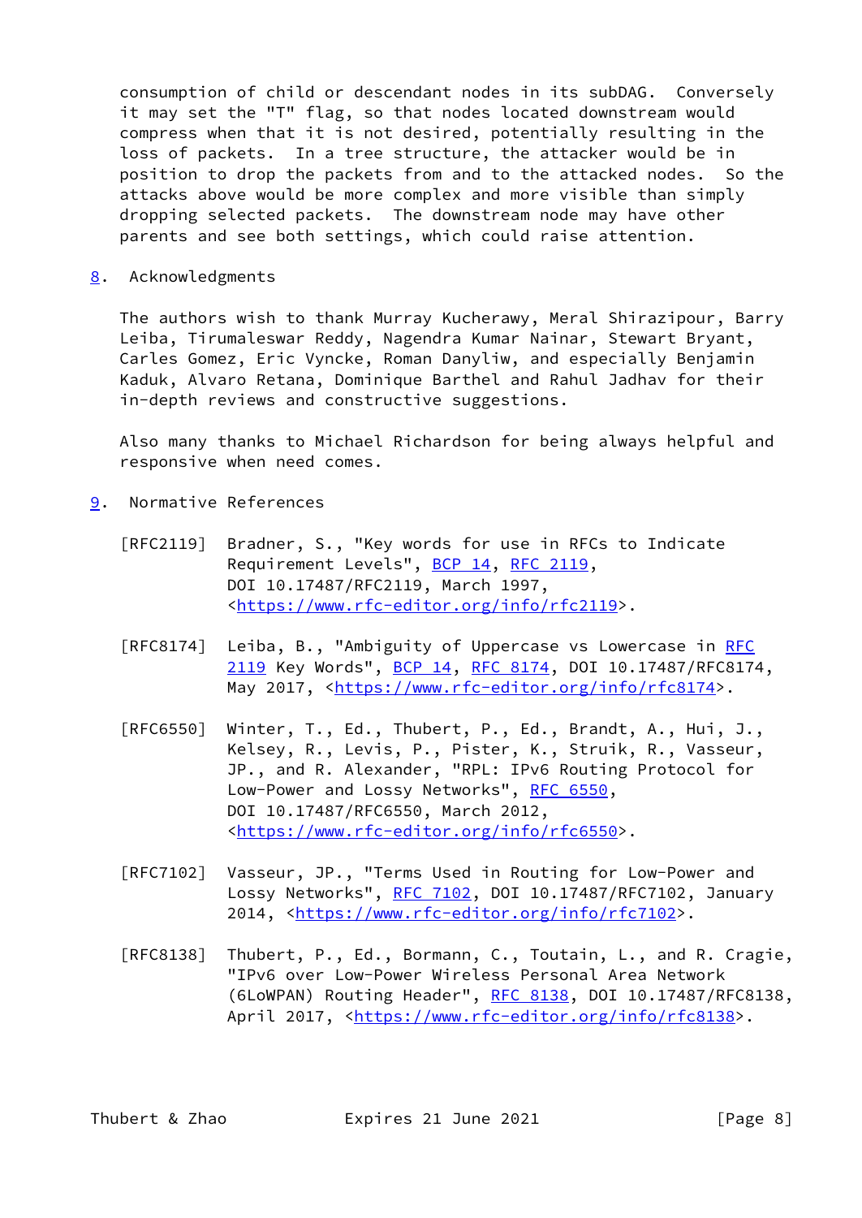consumption of child or descendant nodes in its subDAG. Conversely it may set the "T" flag, so that nodes located downstream would compress when that it is not desired, potentially resulting in the loss of packets. In a tree structure, the attacker would be in position to drop the packets from and to the attacked nodes. So the attacks above would be more complex and more visible than simply dropping selected packets. The downstream node may have other parents and see both settings, which could raise attention.

## 8. Acknowledgments

The authors wish to thank Murray Kucherawy, Meral Shirazipour, Barry Leiba, Tirumaleswar Reddy, Nagendra Kumar Nainar, Stewart Bryant, Carles Gomez, Eric Vyncke, Roman Danyliw, and especially Benjamin Kaduk, Alvaro Retana, Dominique Barthel and Rahul Jadhav for their in-depth reviews and constructive suggestions.

Also many thanks to Michael Richardson for being always helpful and responsive when need comes.

## 9. Normative References

[RFC2119] Bradner, S., "Key words for use in RFCs to Indicate Requirement Levels", BCP 14, RFC 2119, DOI 10.17487/RFC2119, March 1997, <https://www.rfc-editor.org/info/rfc2119>.

[RFC8174] Leiba, B., "Ambiguity of Uppercase vs Lowercase in RFC 2119 Key Words", BCP 14, RFC 8174, DOI 10.17487/RFC8174, May 2017, <https://www.rfc-editor.org/info/rfc8174>.

[RFC6550] Winter, T., Ed., Thubert, P., Ed., Brandt, A., Hui, J., Kelsey, R., Levis, P., Pister, K., Struik, R., Vasseur, JP., and R. Alexander, "RPL: IPv6 Routing Protocol for Low-Power and Lossy Networks", RFC 6550, DOI 10.17487/RFC6550, March 2012, <https://www.rfc-editor.org/info/rfc6550>.

[RFC7102] Vasseur, JP., "Terms Used in Routing for Low-Power and Lossy Networks", RFC 7102, DOI 10.17487/RFC7102, January 2014, <https://www.rfc-editor.org/info/rfc7102>.

[RFC8138] Thubert, P., Ed., Bormann, C., Toutain, L., and R. Cragie, "IPv6 over Low-Power Wireless Personal Area Network (6LoWPAN) Routing Header", RFC 8138, DOI 10.17487/RFC8138, April 2017, <https://www.rfc-editor.org/info/rfc8138>.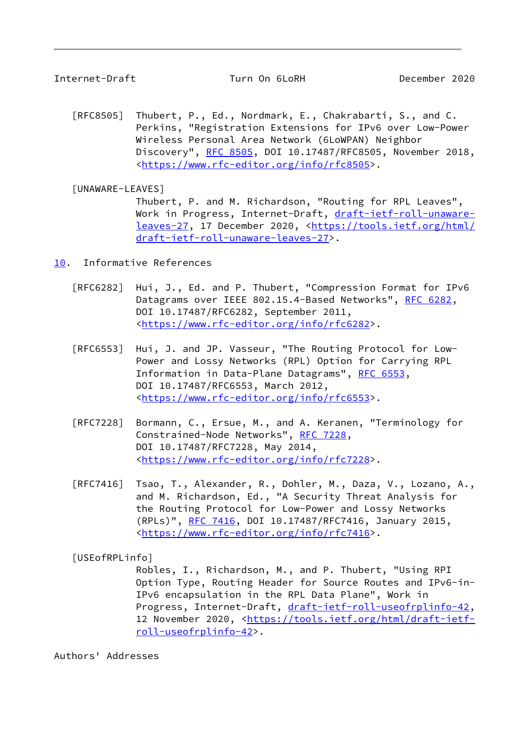[RFC8505] Thubert, P., Ed., Nordmark, E., Chakrabarti, S., and C. Perkins, "Registration Extensions for IPv6 over Low-Power Wireless Personal Area Network (6LoWPAN) Neighbor Discovery", RFC 8505, DOI 10.17487/RFC8505, November 2018, <https://www.rfc-editor.org/info/rfc8505>.

[UNAWARE-LEAVES] Thubert, P. and M. Richardson, "Routing for RPL Leaves", Work in Progress, Internet-Draft, draft-ietf-roll-unaware-leaves-27, 17 December 2020, <https://tools.ietf.org/html/draft-ietf-roll-unaware-leaves-27>.

## 10. Informative References

[RFC6282] Hui, J., Ed. and P. Thubert, "Compression Format for IPv6 Datagrams over IEEE 802.15.4-Based Networks", RFC 6282, DOI 10.17487/RFC6282, September 2011, <https://www.rfc-editor.org/info/rfc6282>.

[RFC6553] Hui, J. and JP. Vasseur, "The Routing Protocol for Low-Power and Lossy Networks (RPL) Option for Carrying RPL Information in Data-Plane Datagrams", RFC 6553, DOI 10.17487/RFC6553, March 2012, <https://www.rfc-editor.org/info/rfc6553>.

[RFC7228] Bormann, C., Ersue, M., and A. Keranen, "Terminology for Constrained-Node Networks", RFC 7228, DOI 10.17487/RFC7228, May 2014, <https://www.rfc-editor.org/info/rfc7228>.

[RFC7416] Tsao, T., Alexander, R., Dohler, M., Daza, V., Lozano, A., and M. Richardson, Ed., "A Security Threat Analysis for the Routing Protocol for Low-Power and Lossy Networks (RPLs)", RFC 7416, DOI 10.17487/RFC7416, January 2015, <https://www.rfc-editor.org/info/rfc7416>.

[USEofRPLinfo] Robles, I., Richardson, M., and P. Thubert, "Using RPI Option Type, Routing Header for Source Routes and IPv6-in-IPv6 encapsulation in the RPL Data Plane", Work in Progress, Internet-Draft, draft-ietf-roll-useofrplinfo-42, 12 November 2020, <https://tools.ietf.org/html/draft-ietf-roll-useofrplinfo-42>.

Authors' Addresses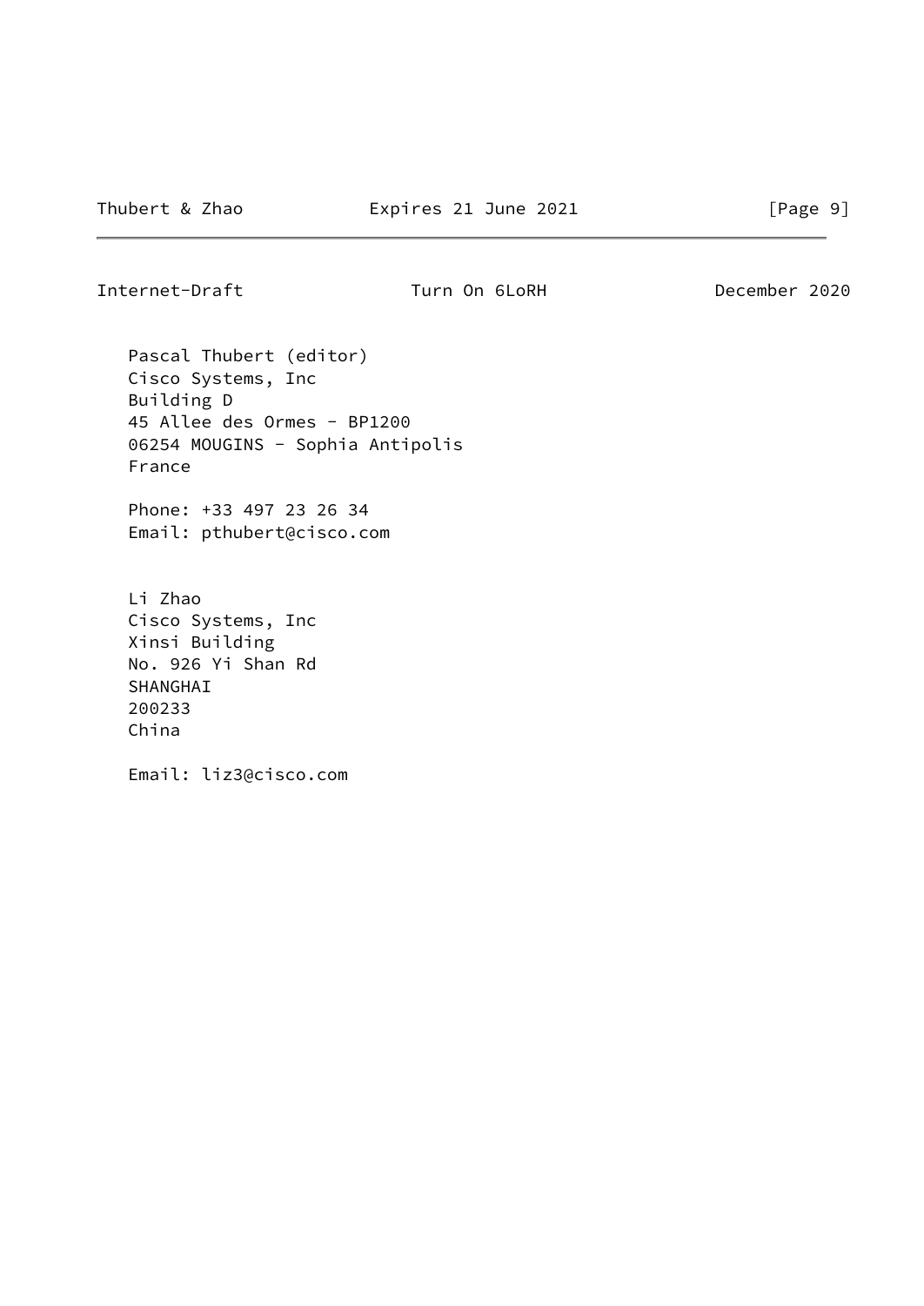Pascal Thubert (editor)
Cisco Systems, Inc
Building D
45 Allee des Ormes - BP1200
06254 MOUGINS - Sophia Antipolis
France

Phone: +33 497 23 26 34
Email: pthubert@cisco.com

Li Zhao
Cisco Systems, Inc
Xinsi Building
No. 926 Yi Shan Rd
SHANGHAI
200233
China

Email: liz3@cisco.com